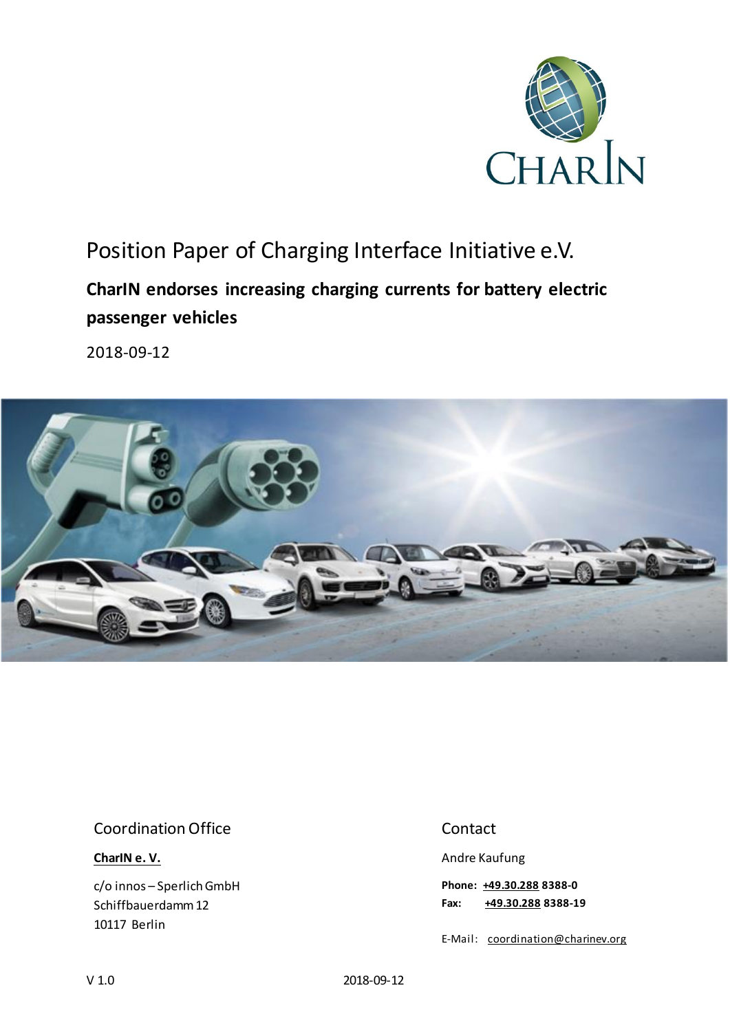# Position Paper of Charging Interface Initiative e.V.

## CharIN endorses increasing charging currents for battery electric passenger vehicles

2018-09-12

Coordination Office

**CharIN e. V.**

c/o innos – Sperlich GmbH
Schiffbauerdamm 12
10117 Berlin

Contact

Andre Kaufung

**Phone: +49.30.288 8388-0**
**Fax: +49.30.288 8388-19**

E-Mail: coordination@charinev.org

V 1.0 2018-09-12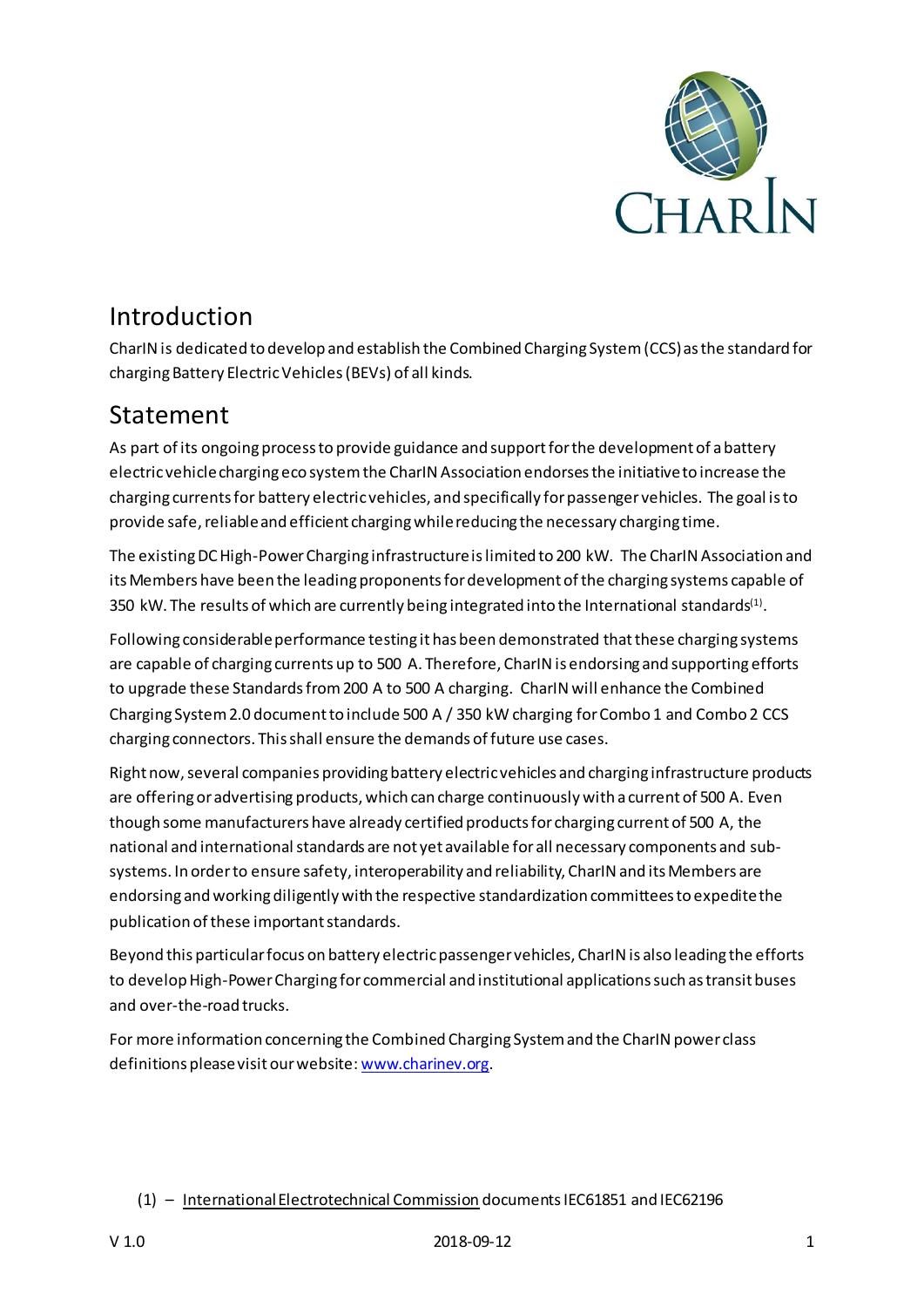## Introduction

CharIN is dedicated to develop and establish the Combined Charging System (CCS) as the standard for charging Battery Electric Vehicles (BEVs) of all kinds.

## Statement

As part of its ongoing process to provide guidance and support for the development of a battery electric vehicle charging eco system the CharIN Association endorses the initiative to increase the charging currents for battery electric vehicles, and specifically for passenger vehicles. The goal is to provide safe, reliable and efficient charging while reducing the necessary charging time.

The existing DC High-Power Charging infrastructure is limited to 200 kW. The CharIN Association and its Members have been the leading proponents for development of the charging systems capable of 350 kW. The results of which are currently being integrated into the International standards(1).

Following considerable performance testing it has been demonstrated that these charging systems are capable of charging currents up to 500 A. Therefore, CharIN is endorsing and supporting efforts to upgrade these Standards from 200 A to 500 A charging. CharIN will enhance the Combined Charging System 2.0 document to include 500 A / 350 kW charging for Combo 1 and Combo 2 CCS charging connectors. This shall ensure the demands of future use cases.

Right now, several companies providing battery electric vehicles and charging infrastructure products are offering or advertising products, which can charge continuously with a current of 500 A. Even though some manufacturers have already certified products for charging current of 500 A, the national and international standards are not yet available for all necessary components and sub-systems. In order to ensure safety, interoperability and reliability, CharIN and its Members are endorsing and working diligently with the respective standardization committees to expedite the publication of these important standards.

Beyond this particular focus on battery electric passenger vehicles, CharIN is also leading the efforts to develop High-Power Charging for commercial and institutional applications such as transit buses and over-the-road trucks.

For more information concerning the Combined Charging System and the CharIN power class definitions please visit our website: www.charinev.org.

(1) – International Electrotechnical Commission documents IEC61851 and IEC62196

V 1.0 2018-09-12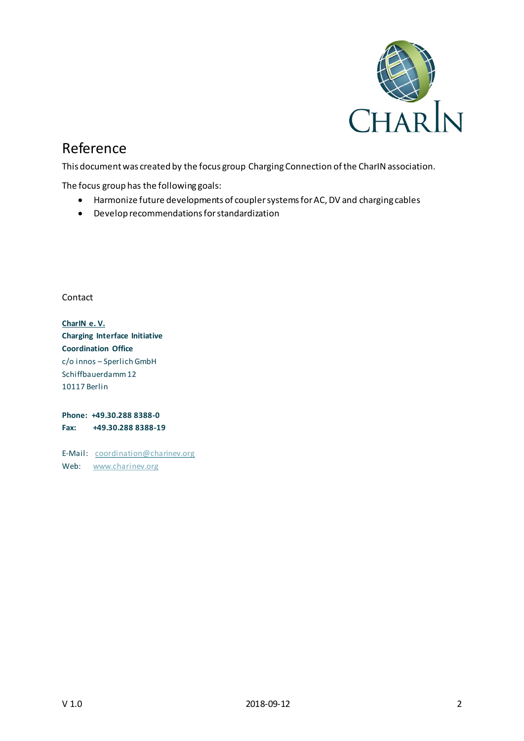# Reference

This document was created by the focus group Charging Connection of the CharIN association.

The focus group has the following goals:

- Harmonize future developments of coupler systems for AC, DV and charging cables
- Develop recommendations for standardization

Contact

**CharIN e. V.**
**Charging Interface Initiative**
**Coordination Office**
c/o innos – Sperlich GmbH
Schiffbauerdamm 12
10117 Berlin

**Phone: +49.30.288 8388-0**
**Fax: +49.30.288 8388-19**

E-Mail: coordination@charinev.org
Web: www.charinev.org